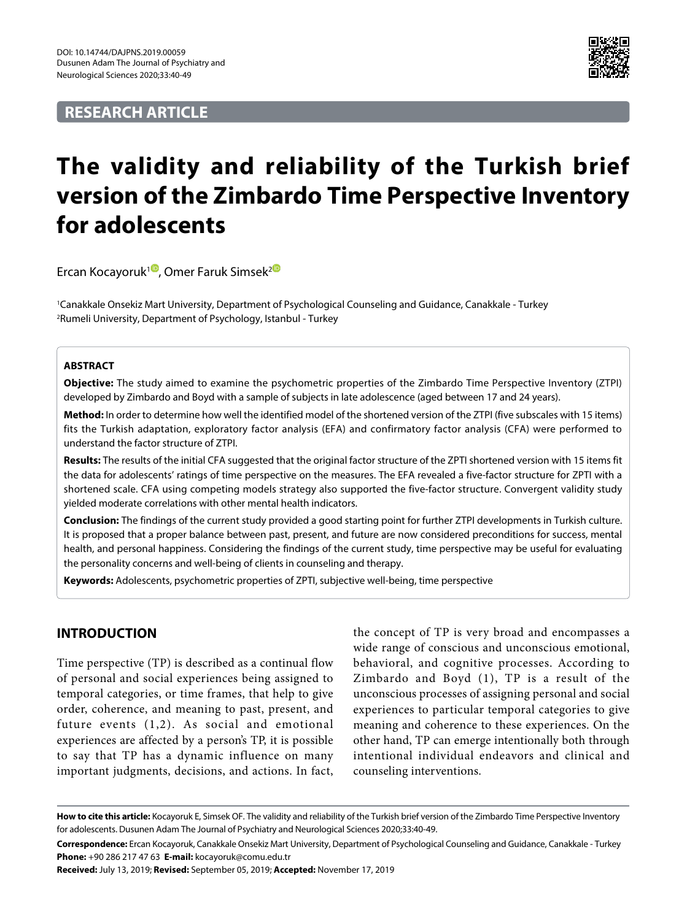DOI: 10.14744/DAJPNS.2019.00059
Dusunen Adam The Journal of Psychiatry and Neurological Sciences 2020;33:40-49

RESEARCH ARTICLE

# The validity and reliability of the Turkish brief version of the Zimbardo Time Perspective Inventory for adolescents

Ercan Kocayoruk[1], Omer Faruk Simsek[2]

[1]Canakkale Onsekiz Mart University, Department of Psychological Counseling and Guidance, Canakkale - Turkey
[2]Rumeli University, Department of Psychology, Istanbul - Turkey

## ABSTRACT

**Objective:** The study aimed to examine the psychometric properties of the Zimbardo Time Perspective Inventory (ZTPI) developed by Zimbardo and Boyd with a sample of subjects in late adolescence (aged between 17 and 24 years).

**Method:** In order to determine how well the identified model of the shortened version of the ZTPI (five subscales with 15 items) fits the Turkish adaptation, exploratory factor analysis (EFA) and confirmatory factor analysis (CFA) were performed to understand the factor structure of ZTPI.

**Results:** The results of the initial CFA suggested that the original factor structure of the ZPTI shortened version with 15 items fit the data for adolescents' ratings of time perspective on the measures. The EFA revealed a five-factor structure for ZPTI with a shortened scale. CFA using competing models strategy also supported the five-factor structure. Convergent validity study yielded moderate correlations with other mental health indicators.

**Conclusion:** The findings of the current study provided a good starting point for further ZTPI developments in Turkish culture. It is proposed that a proper balance between past, present, and future are now considered preconditions for success, mental health, and personal happiness. Considering the findings of the current study, time perspective may be useful for evaluating the personality concerns and well-being of clients in counseling and therapy.

**Keywords:** Adolescents, psychometric properties of ZPTI, subjective well-being, time perspective

## INTRODUCTION

Time perspective (TP) is described as a continual flow of personal and social experiences being assigned to temporal categories, or time frames, that help to give order, coherence, and meaning to past, present, and future events (1,2). As social and emotional experiences are affected by a person's TP, it is possible to say that TP has a dynamic influence on many important judgments, decisions, and actions. In fact, the concept of TP is very broad and encompasses a wide range of conscious and unconscious emotional, behavioral, and cognitive processes. According to Zimbardo and Boyd (1), TP is a result of the unconscious processes of assigning personal and social experiences to particular temporal categories to give meaning and coherence to these experiences. On the other hand, TP can emerge intentionally both through intentional individual endeavors and clinical and counseling interventions.

**How to cite this article:** Kocayoruk E, Simsek OF. The validity and reliability of the Turkish brief version of the Zimbardo Time Perspective Inventory for adolescents. Dusunen Adam The Journal of Psychiatry and Neurological Sciences 2020;33:40-49.

**Correspondence:** Ercan Kocayoruk, Canakkale Onsekiz Mart University, Department of Psychological Counseling and Guidance, Canakkale - Turkey
**Phone:** +90 286 217 47 63 **E-mail:** kocayoruk@comu.edu.tr

**Received:** July 13, 2019; **Revised:** September 05, 2019; **Accepted:** November 17, 2019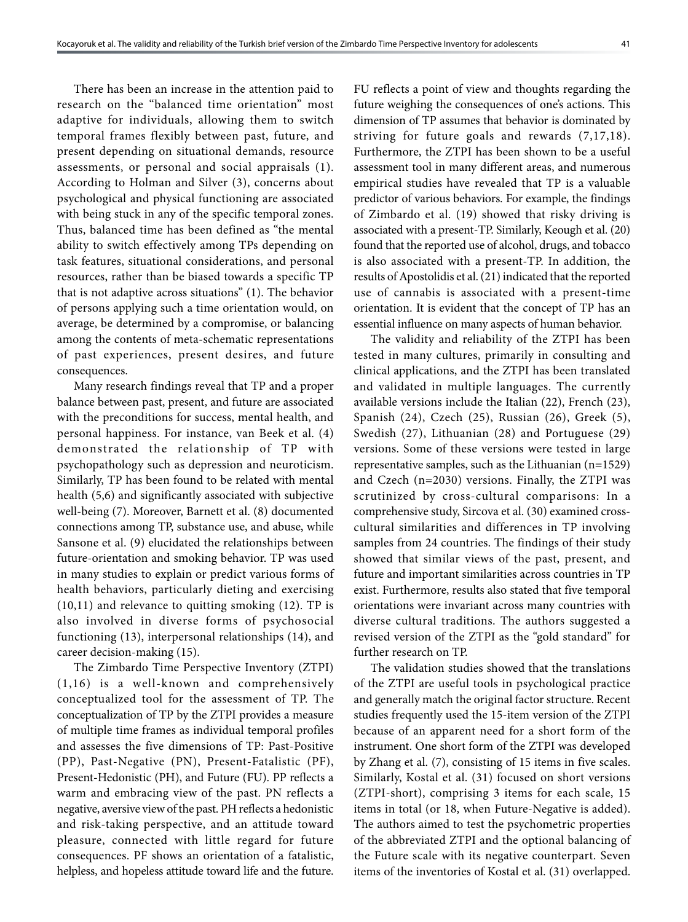There has been an increase in the attention paid to research on the "balanced time orientation" most adaptive for individuals, allowing them to switch temporal frames flexibly between past, future, and present depending on situational demands, resource assessments, or personal and social appraisals (1). According to Holman and Silver (3), concerns about psychological and physical functioning are associated with being stuck in any of the specific temporal zones. Thus, balanced time has been defined as "the mental ability to switch effectively among TPs depending on task features, situational considerations, and personal resources, rather than be biased towards a specific TP that is not adaptive across situations" (1). The behavior of persons applying such a time orientation would, on average, be determined by a compromise, or balancing among the contents of meta-schematic representations of past experiences, present desires, and future consequences.

Many research findings reveal that TP and a proper balance between past, present, and future are associated with the preconditions for success, mental health, and personal happiness. For instance, van Beek et al. (4) demonstrated the relationship of TP with psychopathology such as depression and neuroticism. Similarly, TP has been found to be related with mental health (5,6) and significantly associated with subjective well-being (7). Moreover, Barnett et al. (8) documented connections among TP, substance use, and abuse, while Sansone et al. (9) elucidated the relationships between future-orientation and smoking behavior. TP was used in many studies to explain or predict various forms of health behaviors, particularly dieting and exercising (10,11) and relevance to quitting smoking (12). TP is also involved in diverse forms of psychosocial functioning (13), interpersonal relationships (14), and career decision-making (15).

The Zimbardo Time Perspective Inventory (ZTPI) (1,16) is a well-known and comprehensively conceptualized tool for the assessment of TP. The conceptualization of TP by the ZTPI provides a measure of multiple time frames as individual temporal profiles and assesses the five dimensions of TP: Past-Positive (PP), Past-Negative (PN), Present-Fatalistic (PF), Present-Hedonistic (PH), and Future (FU). PP reflects a warm and embracing view of the past. PN reflects a negative, aversive view of the past. PH reflects a hedonistic and risk-taking perspective, and an attitude toward pleasure, connected with little regard for future consequences. PF shows an orientation of a fatalistic, helpless, and hopeless attitude toward life and the future. FU reflects a point of view and thoughts regarding the future weighing the consequences of one's actions. This dimension of TP assumes that behavior is dominated by striving for future goals and rewards (7,17,18). Furthermore, the ZTPI has been shown to be a useful assessment tool in many different areas, and numerous empirical studies have revealed that TP is a valuable predictor of various behaviors. For example, the findings of Zimbardo et al. (19) showed that risky driving is associated with a present-TP. Similarly, Keough et al. (20) found that the reported use of alcohol, drugs, and tobacco is also associated with a present-TP. In addition, the results of Apostolidis et al. (21) indicated that the reported use of cannabis is associated with a present-time orientation. It is evident that the concept of TP has an essential influence on many aspects of human behavior.

The validity and reliability of the ZTPI has been tested in many cultures, primarily in consulting and clinical applications, and the ZTPI has been translated and validated in multiple languages. The currently available versions include the Italian (22), French (23), Spanish (24), Czech (25), Russian (26), Greek (5), Swedish (27), Lithuanian (28) and Portuguese (29) versions. Some of these versions were tested in large representative samples, such as the Lithuanian (n=1529) and Czech (n=2030) versions. Finally, the ZTPI was scrutinized by cross-cultural comparisons: In a comprehensive study, Sircova et al. (30) examined cross-cultural similarities and differences in TP involving samples from 24 countries. The findings of their study showed that similar views of the past, present, and future and important similarities across countries in TP exist. Furthermore, results also stated that five temporal orientations were invariant across many countries with diverse cultural traditions. The authors suggested a revised version of the ZTPI as the "gold standard" for further research on TP.

The validation studies showed that the translations of the ZTPI are useful tools in psychological practice and generally match the original factor structure. Recent studies frequently used the 15-item version of the ZTPI because of an apparent need for a short form of the instrument. One short form of the ZTPI was developed by Zhang et al. (7), consisting of 15 items in five scales. Similarly, Kostal et al. (31) focused on short versions (ZTPI-short), comprising 3 items for each scale, 15 items in total (or 18, when Future-Negative is added). The authors aimed to test the psychometric properties of the abbreviated ZTPI and the optional balancing of the Future scale with its negative counterpart. Seven items of the inventories of Kostal et al. (31) overlapped.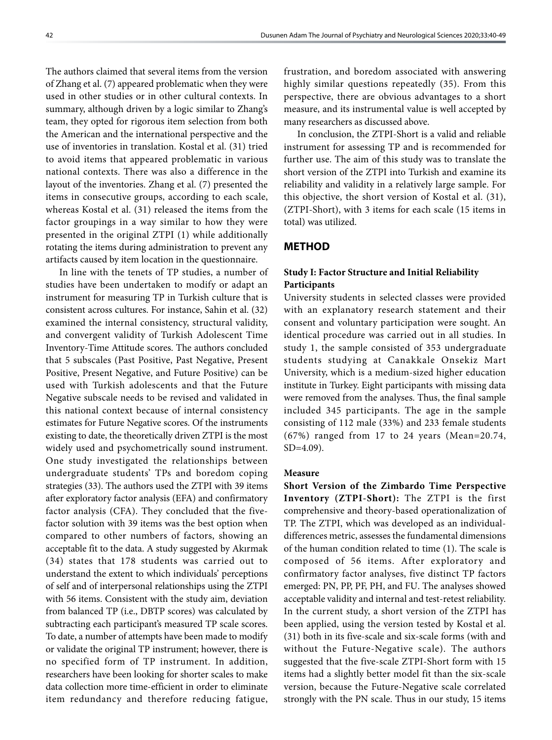The authors claimed that several items from the version of Zhang et al. (7) appeared problematic when they were used in other studies or in other cultural contexts. In summary, although driven by a logic similar to Zhang's team, they opted for rigorous item selection from both the American and the international perspective and the use of inventories in translation. Kostal et al. (31) tried to avoid items that appeared problematic in various national contexts. There was also a difference in the layout of the inventories. Zhang et al. (7) presented the items in consecutive groups, according to each scale, whereas Kostal et al. (31) released the items from the factor groupings in a way similar to how they were presented in the original ZTPI (1) while additionally rotating the items during administration to prevent any artifacts caused by item location in the questionnaire.

In line with the tenets of TP studies, a number of studies have been undertaken to modify or adapt an instrument for measuring TP in Turkish culture that is consistent across cultures. For instance, Sahin et al. (32) examined the internal consistency, structural validity, and convergent validity of Turkish Adolescent Time Inventory-Time Attitude scores. The authors concluded that 5 subscales (Past Positive, Past Negative, Present Positive, Present Negative, and Future Positive) can be used with Turkish adolescents and that the Future Negative subscale needs to be revised and validated in this national context because of internal consistency estimates for Future Negative scores. Of the instruments existing to date, the theoretically driven ZTPI is the most widely used and psychometrically sound instrument. One study investigated the relationships between undergraduate students' TPs and boredom coping strategies (33). The authors used the ZTPI with 39 items after exploratory factor analysis (EFA) and confirmatory factor analysis (CFA). They concluded that the five-factor solution with 39 items was the best option when compared to other numbers of factors, showing an acceptable fit to the data. A study suggested by Akırmak (34) states that 178 students was carried out to understand the extent to which individuals' perceptions of self and of interpersonal relationships using the ZTPI with 56 items. Consistent with the study aim, deviation from balanced TP (i.e., DBTP scores) was calculated by subtracting each participant's measured TP scale scores. To date, a number of attempts have been made to modify or validate the original TP instrument; however, there is no specified form of TP instrument. In addition, researchers have been looking for shorter scales to make data collection more time-efficient in order to eliminate item redundancy and therefore reducing fatigue, frustration, and boredom associated with answering highly similar questions repeatedly (35). From this perspective, there are obvious advantages to a short measure, and its instrumental value is well accepted by many researchers as discussed above.

In conclusion, the ZTPI-Short is a valid and reliable instrument for assessing TP and is recommended for further use. The aim of this study was to translate the short version of the ZTPI into Turkish and examine its reliability and validity in a relatively large sample. For this objective, the short version of Kostal et al. (31), (ZTPI-Short), with 3 items for each scale (15 items in total) was utilized.

## METHOD

### Study I: Factor Structure and Initial Reliability

#### Participants

University students in selected classes were provided with an explanatory research statement and their consent and voluntary participation were sought. An identical procedure was carried out in all studies. In study 1, the sample consisted of 353 undergraduate students studying at Canakkale Onsekiz Mart University, which is a medium-sized higher education institute in Turkey. Eight participants with missing data were removed from the analyses. Thus, the final sample included 345 participants. The age in the sample consisting of 112 male (33%) and 233 female students (67%) ranged from 17 to 24 years (Mean=20.74, SD=4.09).

#### Measure

**Short Version of the Zimbardo Time Perspective Inventory (ZTPI-Short):** The ZTPI is the first comprehensive and theory-based operationalization of TP. The ZTPI, which was developed as an individual-differences metric, assesses the fundamental dimensions of the human condition related to time (1). The scale is composed of 56 items. After exploratory and confirmatory factor analyses, five distinct TP factors emerged: PN, PP, PF, PH, and FU. The analyses showed acceptable validity and internal and test-retest reliability. In the current study, a short version of the ZTPI has been applied, using the version tested by Kostal et al. (31) both in its five-scale and six-scale forms (with and without the Future-Negative scale). The authors suggested that the five-scale ZTPI-Short form with 15 items had a slightly better model fit than the six-scale version, because the Future-Negative scale correlated strongly with the PN scale. Thus in our study, 15 items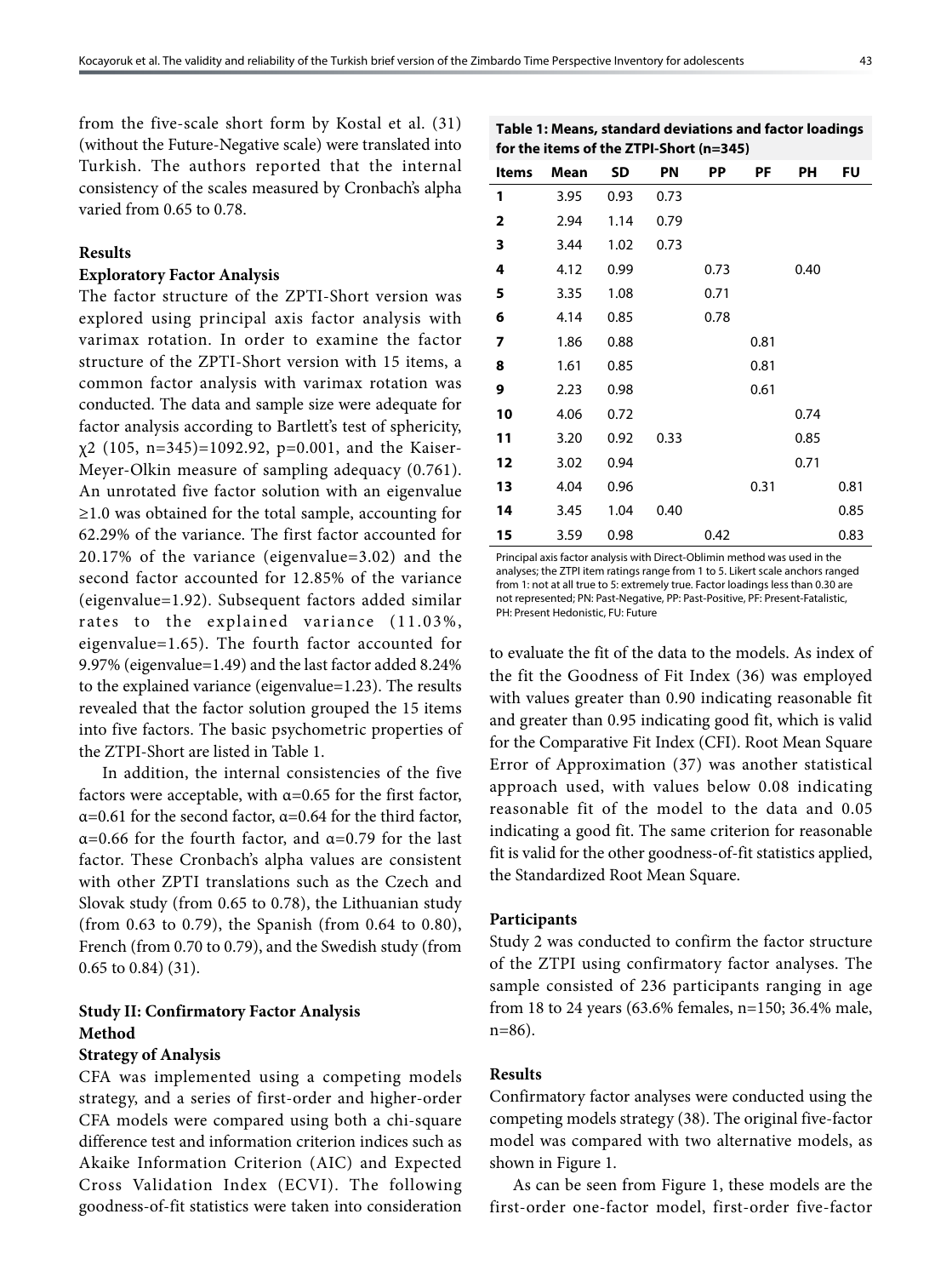from the five-scale short form by Kostal et al. (31) (without the Future-Negative scale) were translated into Turkish. The authors reported that the internal consistency of the scales measured by Cronbach's alpha varied from 0.65 to 0.78.

## Results

### Exploratory Factor Analysis

The factor structure of the ZPTI-Short version was explored using principal axis factor analysis with varimax rotation. In order to examine the factor structure of the ZPTI-Short version with 15 items, a common factor analysis with varimax rotation was conducted. The data and sample size were adequate for factor analysis according to Bartlett's test of sphericity, $\chi2$ (105, n=345)=1092.92, p=0.001, and the Kaiser-Meyer-Olkin measure of sampling adequacy (0.761). An unrotated five factor solution with an eigenvalue ≥1.0 was obtained for the total sample, accounting for 62.29% of the variance. The first factor accounted for 20.17% of the variance (eigenvalue=3.02) and the second factor accounted for 12.85% of the variance (eigenvalue=1.92). Subsequent factors added similar rates to the explained variance (11.03%, eigenvalue=1.65). The fourth factor accounted for 9.97% (eigenvalue=1.49) and the last factor added 8.24% to the explained variance (eigenvalue=1.23). The results revealed that the factor solution grouped the 15 items into five factors. The basic psychometric properties of the ZTPI-Short are listed in Table 1.

In addition, the internal consistencies of the five factors were acceptable, with α=0.65 for the first factor, α=0.61 for the second factor, α=0.64 for the third factor, α=0.66 for the fourth factor, and α=0.79 for the last factor. These Cronbach's alpha values are consistent with other ZPTI translations such as the Czech and Slovak study (from 0.65 to 0.78), the Lithuanian study (from 0.63 to 0.79), the Spanish (from 0.64 to 0.80), French (from 0.70 to 0.79), and the Swedish study (from 0.65 to 0.84) (31).

**Table 1: Means, standard deviations and factor loadings for the items of the ZTPI-Short (n=345)**

| Items | Mean | SD | PN | PP | PF | PH | FU |
|---|---|---|---|---|---|---|---|
| 1 | 3.95 | 0.93 | 0.73 | | | | |
| 2 | 2.94 | 1.14 | 0.79 | | | | |
| 3 | 3.44 | 1.02 | 0.73 | | | | |
| 4 | 4.12 | 0.99 | | 0.73 | | 0.40 | |
| 5 | 3.35 | 1.08 | | 0.71 | | | |
| 6 | 4.14 | 0.85 | | 0.78 | | | |
| 7 | 1.86 | 0.88 | | | 0.81 | | |
| 8 | 1.61 | 0.85 | | | 0.81 | | |
| 9 | 2.23 | 0.98 | | | 0.61 | | |
| 10 | 4.06 | 0.72 | | | | 0.74 | |
| 11 | 3.20 | 0.92 | 0.33 | | | 0.85 | |
| 12 | 3.02 | 0.94 | | | | 0.71 | |
| 13 | 4.04 | 0.96 | | | 0.31 | | 0.81 |
| 14 | 3.45 | 1.04 | 0.40 | | | | 0.85 |
| 15 | 3.59 | 0.98 | | 0.42 | | | 0.83 |

Principal axis factor analysis with Direct-Oblimin method was used in the analyses; the ZTPI item ratings range from 1 to 5. Likert scale anchors ranged from 1: not at all true to 5: extremely true. Factor loadings less than 0.30 are not represented; PN: Past-Negative, PP: Past-Positive, PF: Present-Fatalistic, PH: Present Hedonistic, FU: Future

## Study II: Confirmatory Factor Analysis

## Method

### Strategy of Analysis

CFA was implemented using a competing models strategy, and a series of first-order and higher-order CFA models were compared using both a chi-square difference test and information criterion indices such as Akaike Information Criterion (AIC) and Expected Cross Validation Index (ECVI). The following goodness-of-fit statistics were taken into consideration to evaluate the fit of the data to the models. As index of the fit the Goodness of Fit Index (36) was employed with values greater than 0.90 indicating reasonable fit and greater than 0.95 indicating good fit, which is valid for the Comparative Fit Index (CFI). Root Mean Square Error of Approximation (37) was another statistical approach used, with values below 0.08 indicating reasonable fit of the model to the data and 0.05 indicating a good fit. The same criterion for reasonable fit is valid for the other goodness-of-fit statistics applied, the Standardized Root Mean Square.

### Participants

Study 2 was conducted to confirm the factor structure of the ZTPI using confirmatory factor analyses. The sample consisted of 236 participants ranging in age from 18 to 24 years (63.6% females, n=150; 36.4% male, n=86).

### Results

Confirmatory factor analyses were conducted using the competing models strategy (38). The original five-factor model was compared with two alternative models, as shown in Figure 1.

As can be seen from Figure 1, these models are the first-order one-factor model, first-order five-factor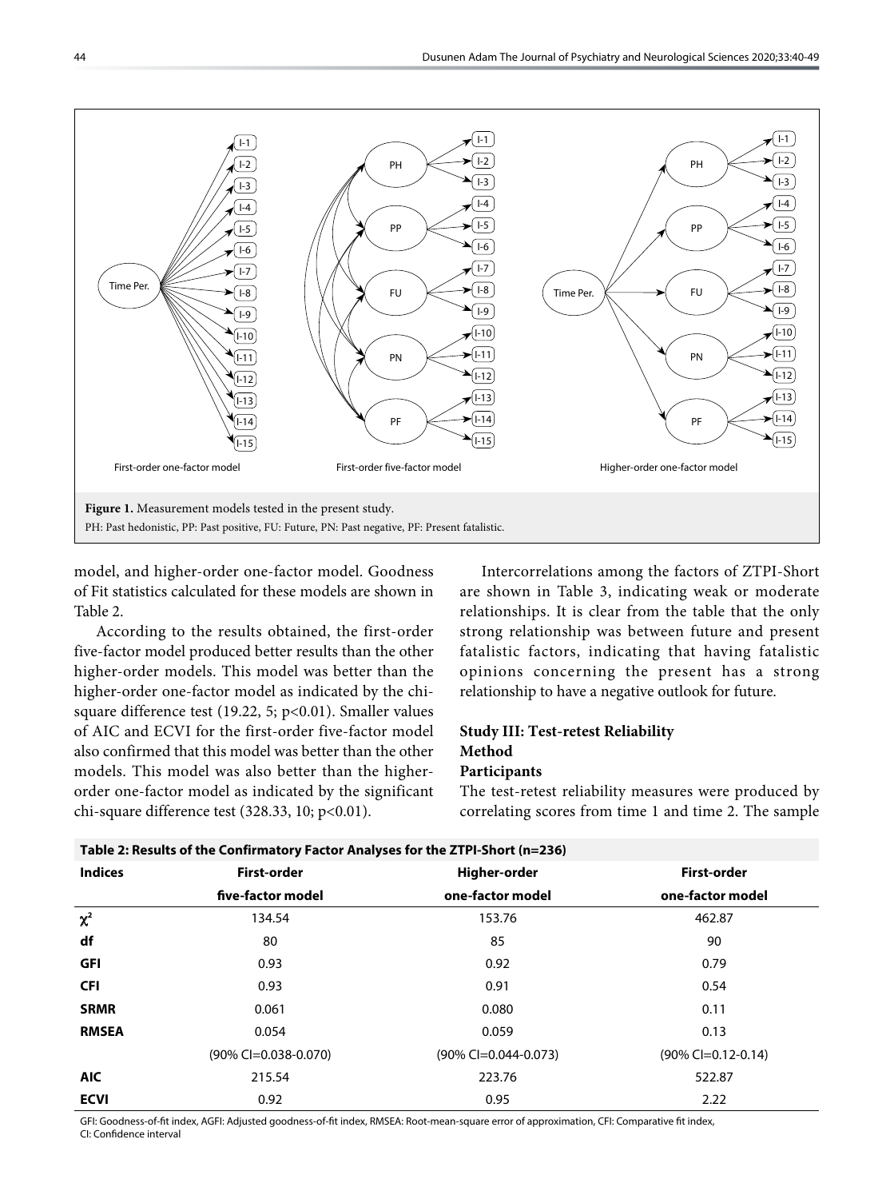**Figure 1.** Measurement models tested in the present study.

PH: Past hedonistic, PP: Past positive, FU: Future, PN: Past negative, PF: Present fatalistic.

model, and higher-order one-factor model. Goodness of Fit statistics calculated for these models are shown in Table 2.

According to the results obtained, the first-order five-factor model produced better results than the other higher-order models. This model was better than the higher-order one-factor model as indicated by the chi-square difference test (19.22, 5; p<0.01). Smaller values of AIC and ECVI for the first-order five-factor model also confirmed that this model was better than the other models. This model was also better than the higher-order one-factor model as indicated by the significant chi-square difference test (328.33, 10; p<0.01).

Intercorrelations among the factors of ZTPI-Short are shown in Table 3, indicating weak or moderate relationships. It is clear from the table that the only strong relationship was between future and present fatalistic factors, indicating that having fatalistic opinions concerning the present has a strong relationship to have a negative outlook for future.

### Study III: Test-retest Reliability

### Method

#### Participants

The test-retest reliability measures were produced by correlating scores from time 1 and time 2. The sample

**Table 2: Results of the Confirmatory Factor Analyses for the ZTPI-Short (n=236)**

| Indices | First-order five-factor model | Higher-order one-factor model | First-order one-factor model |
|---|---|---|---|
| $\chi^2$ | 134.54 | 153.76 | 462.87 |
| df | 80 | 85 | 90 |
| GFI | 0.93 | 0.92 | 0.79 |
| CFI | 0.93 | 0.91 | 0.54 |
| SRMR | 0.061 | 0.080 | 0.11 |
| RMSEA | 0.054 | 0.059 | 0.13 |
| | (90% CI=0.038-0.070) | (90% CI=0.044-0.073) | (90% CI=0.12-0.14) |
| AIC | 215.54 | 223.76 | 522.87 |
| ECVI | 0.92 | 0.95 | 2.22 |

GFI: Goodness-of-fit index, AGFI: Adjusted goodness-of-fit index, RMSEA: Root-mean-square error of approximation, CFI: Comparative fit index, CI: Confidence interval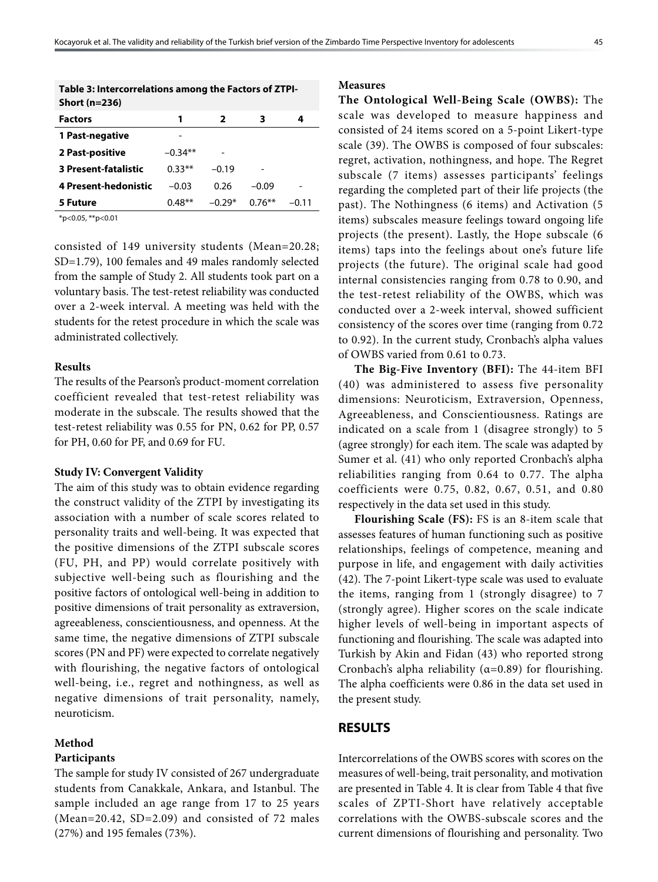**Table 3: Intercorrelations among the Factors of ZTPI-Short (n=236)**

| Factors | 1 | 2 | 3 | 4 |
|---|---|---|---|---|
| 1 Past-negative | - | | | |
| 2 Past-positive | −0.34** | - | | |
| 3 Present-fatalistic | 0.33** | −0.19 | - | |
| 4 Present-hedonistic | −0.03 | 0.26 | −0.09 | - |
| 5 Future | 0.48** | −0.29* | 0.76** | −0.11 |

*p<0.05, **p<0.01

consisted of 149 university students (Mean=20.28; SD=1.79), 100 females and 49 males randomly selected from the sample of Study 2. All students took part on a voluntary basis. The test-retest reliability was conducted over a 2-week interval. A meeting was held with the students for the retest procedure in which the scale was administrated collectively.

### Results

The results of the Pearson's product-moment correlation coefficient revealed that test-retest reliability was moderate in the subscale. The results showed that the test-retest reliability was 0.55 for PN, 0.62 for PP, 0.57 for PH, 0.60 for PF, and 0.69 for FU.

### Study IV: Convergent Validity

The aim of this study was to obtain evidence regarding the construct validity of the ZTPI by investigating its association with a number of scale scores related to personality traits and well-being. It was expected that the positive dimensions of the ZTPI subscale scores (FU, PH, and PP) would correlate positively with subjective well-being such as flourishing and the positive factors of ontological well-being in addition to positive dimensions of trait personality as extraversion, agreeableness, conscientiousness, and openness. At the same time, the negative dimensions of ZTPI subscale scores (PN and PF) were expected to correlate negatively with flourishing, the negative factors of ontological well-being, i.e., regret and nothingness, as well as negative dimensions of trait personality, namely, neuroticism.

### Method

#### Participants

The sample for study IV consisted of 267 undergraduate students from Canakkale, Ankara, and Istanbul. The sample included an age range from 17 to 25 years (Mean=20.42, SD=2.09) and consisted of 72 males (27%) and 195 females (73%).

#### Measures

**The Ontological Well-Being Scale (OWBS):** The scale was developed to measure happiness and consisted of 24 items scored on a 5-point Likert-type scale (39). The OWBS is composed of four subscales: regret, activation, nothingness, and hope. The Regret subscale (7 items) assesses participants' feelings regarding the completed part of their life projects (the past). The Nothingness (6 items) and Activation (5 items) subscales measure feelings toward ongoing life projects (the present). Lastly, the Hope subscale (6 items) taps into the feelings about one's future life projects (the future). The original scale had good internal consistencies ranging from 0.78 to 0.90, and the test-retest reliability of the OWBS, which was conducted over a 2-week interval, showed sufficient consistency of the scores over time (ranging from 0.72 to 0.92). In the current study, Cronbach's alpha values of OWBS varied from 0.61 to 0.73.

**The Big-Five Inventory (BFI):** The 44-item BFI (40) was administered to assess five personality dimensions: Neuroticism, Extraversion, Openness, Agreeableness, and Conscientiousness. Ratings are indicated on a scale from 1 (disagree strongly) to 5 (agree strongly) for each item. The scale was adapted by Sumer et al. (41) who only reported Cronbach's alpha reliabilities ranging from 0.64 to 0.77. The alpha coefficients were 0.75, 0.82, 0.67, 0.51, and 0.80 respectively in the data set used in this study.

**Flourishing Scale (FS):** FS is an 8-item scale that assesses features of human functioning such as positive relationships, feelings of competence, meaning and purpose in life, and engagement with daily activities (42). The 7-point Likert-type scale was used to evaluate the items, ranging from 1 (strongly disagree) to 7 (strongly agree). Higher scores on the scale indicate higher levels of well-being in important aspects of functioning and flourishing. The scale was adapted into Turkish by Akin and Fidan (43) who reported strong Cronbach's alpha reliability (α=0.89) for flourishing. The alpha coefficients were 0.86 in the data set used in the present study.

## RESULTS

Intercorrelations of the OWBS scores with scores on the measures of well-being, trait personality, and motivation are presented in Table 4. It is clear from Table 4 that five scales of ZPTI-Short have relatively acceptable correlations with the OWBS-subscale scores and the current dimensions of flourishing and personality. Two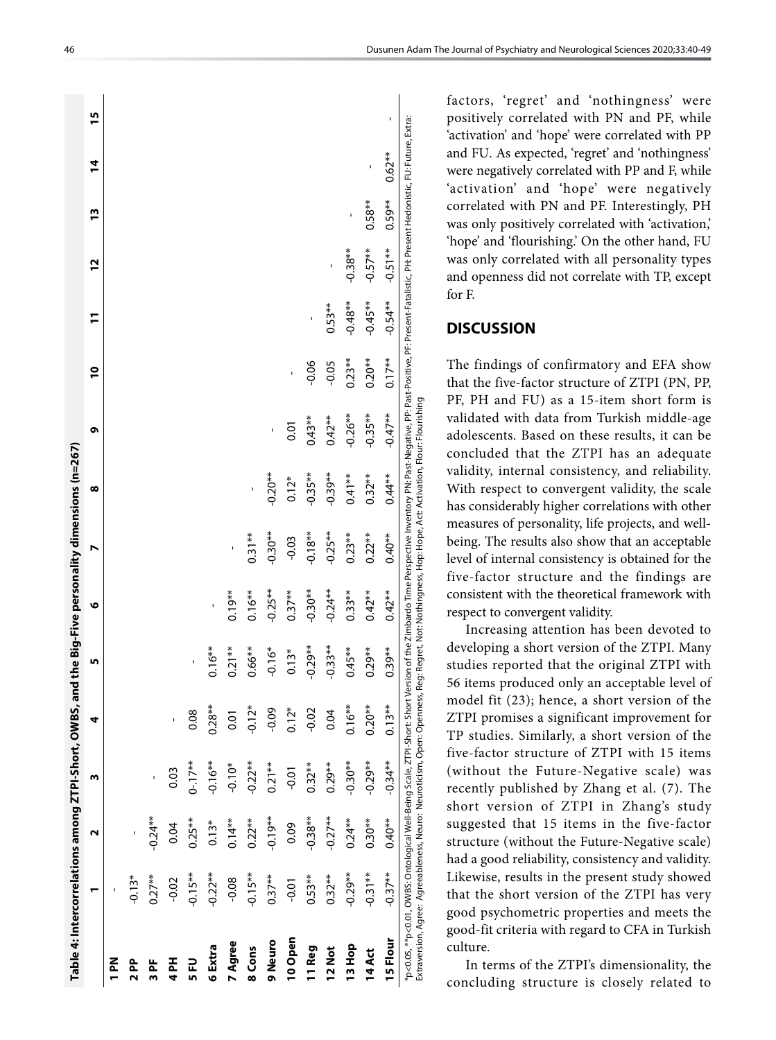**Table 4: Intercorrelations among ZTPI-Short, OWBS, and the Big-Five personality dimensions (n=267)**

| | 1 | 2 | 3 | 4 | 5 | 6 | 7 | 8 | 9 | 10 | 11 | 12 | 13 | 14 | 15 |
|---|---|---|---|---|---|---|---|---|---|---|---|---|---|---|---|
| 1 PN | - | | | | | | | | | | | | | | |
| 2 PP | -0.13* | - | | | | | | | | | | | | | |
| 3 PF | 0.27** | -0.24** | - | | | | | | | | | | | | |
| 4 PH | -0.02 | 0.04 | 0.03 | - | | | | | | | | | | | |
| 5 FU | -0.15** | 0.25** | 0-.17** | 0.08 | - | | | | | | | | | | |
| 6 Extra | -0.22** | 0.13* | -0.16** | 0.28** | 0.16** | - | | | | | | | | | |
| 7 Agree | -0.08 | 0.14** | -0.10* | 0.01 | 0.21** | 0.19** | - | | | | | | | | |
| 8 Cons | -0.15** | 0.22** | -0.22** | -0.12* | 0.66** | 0.16** | 0.31** | - | | | | | | | |
| 9 Neuro | 0.37** | -0.19** | 0.21** | -0.09 | -0.16* | -0.25** | -0.30** | -0.20** | - | | | | | | |
| 10 Open | -0.01 | 0.09 | -0.01 | 0.12* | 0.13* | 0.37** | -0.03 | 0.12* | 0.01 | - | | | | | |
| 11 Reg | 0.53** | -0.38** | 0.32** | -0.02 | -0.29** | -0.30** | -0.18** | -0.35** | 0.43** | -0.06 | - | | | | |
| 12 Not | 0.32** | -0.27** | 0.29** | 0.04 | -0.33** | -0.24** | -0.25** | -0.39** | 0.42** | -0.05 | 0.53** | - | | | |
| 13 Hop | -0.29** | 0.24** | -0.30** | 0.16** | 0.45** | 0.33** | 0.23** | 0.41** | -0.26** | 0.23** | -0.48** | -0.38** | - | | |
| 14 Act | -0.31** | 0.30** | -0.29** | 0.20** | 0.29** | 0.42** | 0.22** | 0.32** | -0.35** | 0.20** | -0.45** | -0.57** | 0.58** | - | |
| 15 Flour | -0.37** | 0.40** | -0.34** | 0.13** | 0.39** | 0.42** | 0.40** | 0.44** | -0.47** | 0.17** | -0.54** | -0.51** | 0.59** | 0.62** | - |

*p<0.05, **p<0.01, OWBS: Ontological Well-Being Scale, ZTPI-Short: Short Version of the Zimbardo Time Perspective Inventory PN: Past-Negative, PP: Past-Positive, PF: Present-Fatalistic, PH: Present Hedonistic, FU: Future, Extra: Extraversion, Agree: Agreeableness, Neuro: Neuroticism, Open: Openness, Reg: Regret, Not: Nothingness, Hop: Hope, Act: Activation, Flour: Flourishing

factors, 'regret' and 'nothingness' were positively correlated with PN and PF, while 'activation' and 'hope' were correlated with PP and FU. As expected, 'regret' and 'nothingness' were negatively correlated with PP and F, while 'activation' and 'hope' were negatively correlated with PN and PF. Interestingly, PH was only positively correlated with 'activation,' 'hope' and 'flourishing.' On the other hand, FU was only correlated with all personality types and openness did not correlate with TP, except for F.

## DISCUSSION

The findings of confirmatory and EFA show that the five-factor structure of ZTPI (PN, PP, PF, PH and FU) as a 15-item short form is validated with data from Turkish middle-age adolescents. Based on these results, it can be concluded that the ZTPI has an adequate validity, internal consistency, and reliability. With respect to convergent validity, the scale has considerably higher correlations with other measures of personality, life projects, and well-being. The results also show that an acceptable level of internal consistency is obtained for the five-factor structure and the findings are consistent with the theoretical framework with respect to convergent validity.

Increasing attention has been devoted to developing a short version of the ZTPI. Many studies reported that the original ZTPI with 56 items produced only an acceptable level of model fit (23); hence, a short version of the ZTPI promises a significant improvement for TP studies. Similarly, a short version of the five-factor structure of ZTPI with 15 items (without the Future-Negative scale) was recently published by Zhang et al. (7). The short version of ZTPI in Zhang's study suggested that 15 items in the five-factor structure (without the Future-Negative scale) had a good reliability, consistency and validity. Likewise, results in the present study showed that the short version of the ZTPI has very good psychometric properties and meets the good-fit criteria with regard to CFA in Turkish culture.

In terms of the ZTPI's dimensionality, the concluding structure is closely related to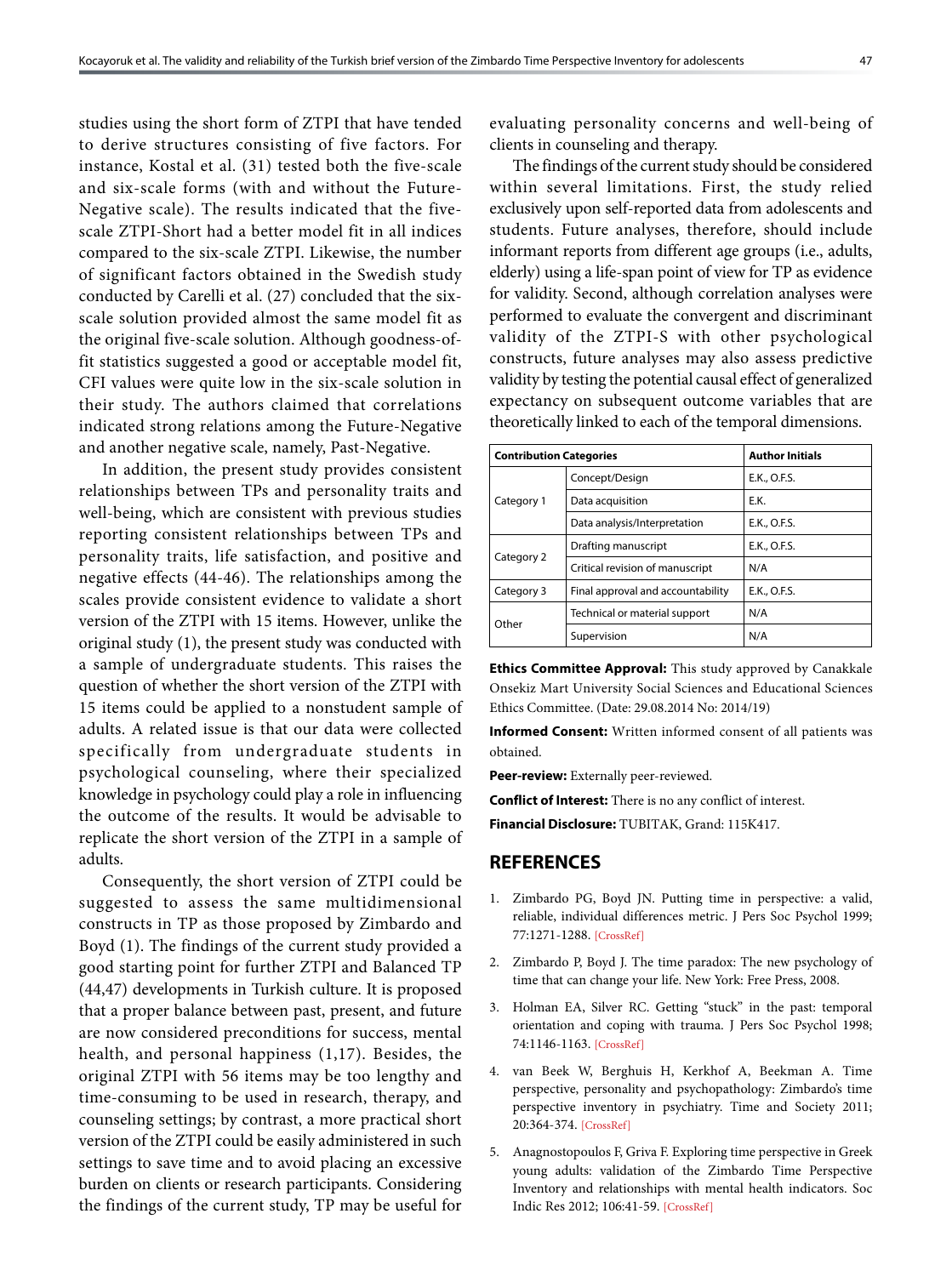studies using the short form of ZTPI that have tended to derive structures consisting of five factors. For instance, Kostal et al. (31) tested both the five-scale and six-scale forms (with and without the Future-Negative scale). The results indicated that the five-scale ZTPI-Short had a better model fit in all indices compared to the six-scale ZTPI. Likewise, the number of significant factors obtained in the Swedish study conducted by Carelli et al. (27) concluded that the six-scale solution provided almost the same model fit as the original five-scale solution. Although goodness-of-fit statistics suggested a good or acceptable model fit, CFI values were quite low in the six-scale solution in their study. The authors claimed that correlations indicated strong relations among the Future-Negative and another negative scale, namely, Past-Negative.

In addition, the present study provides consistent relationships between TPs and personality traits and well-being, which are consistent with previous studies reporting consistent relationships between TPs and personality traits, life satisfaction, and positive and negative effects (44-46). The relationships among the scales provide consistent evidence to validate a short version of the ZTPI with 15 items. However, unlike the original study (1), the present study was conducted with a sample of undergraduate students. This raises the question of whether the short version of the ZTPI with 15 items could be applied to a nonstudent sample of adults. A related issue is that our data were collected specifically from undergraduate students in psychological counseling, where their specialized knowledge in psychology could play a role in influencing the outcome of the results. It would be advisable to replicate the short version of the ZTPI in a sample of adults.

Consequently, the short version of ZTPI could be suggested to assess the same multidimensional constructs in TP as those proposed by Zimbardo and Boyd (1). The findings of the current study provided a good starting point for further ZTPI and Balanced TP (44,47) developments in Turkish culture. It is proposed that a proper balance between past, present, and future are now considered preconditions for success, mental health, and personal happiness (1,17). Besides, the original ZTPI with 56 items may be too lengthy and time-consuming to be used in research, therapy, and counseling settings; by contrast, a more practical short version of the ZTPI could be easily administered in such settings to save time and to avoid placing an excessive burden on clients or research participants. Considering the findings of the current study, TP may be useful for evaluating personality concerns and well-being of clients in counseling and therapy.

The findings of the current study should be considered within several limitations. First, the study relied exclusively upon self-reported data from adolescents and students. Future analyses, therefore, should include informant reports from different age groups (i.e., adults, elderly) using a life-span point of view for TP as evidence for validity. Second, although correlation analyses were performed to evaluate the convergent and discriminant validity of the ZTPI-S with other psychological constructs, future analyses may also assess predictive validity by testing the potential causal effect of generalized expectancy on subsequent outcome variables that are theoretically linked to each of the temporal dimensions.

| Contribution Categories | | Author Initials |
|---|---|---|
| Category 1 | Concept/Design | E.K., O.F.S. |
| | Data acquisition | E.K. |
| | Data analysis/Interpretation | E.K., O.F.S. |
| Category 2 | Drafting manuscript | E.K., O.F.S. |
| | Critical revision of manuscript | N/A |
| Category 3 | Final approval and accountability | E.K., O.F.S. |
| Other | Technical or material support | N/A |
| | Supervision | N/A |

**Ethics Committee Approval:** This study approved by Canakkale Onsekiz Mart University Social Sciences and Educational Sciences Ethics Committee. (Date: 29.08.2014 No: 2014/19)

**Informed Consent:** Written informed consent of all patients was obtained.

**Peer-review:** Externally peer-reviewed.

**Conflict of Interest:** There is no any conflict of interest.

**Financial Disclosure:** TUBITAK, Grand: 115K417.

## REFERENCES

1. Zimbardo PG, Boyd JN. Putting time in perspective: a valid, reliable, individual differences metric. J Pers Soc Psychol 1999; 77:1271-1288. [CrossRef]
2. Zimbardo P, Boyd J. The time paradox: The new psychology of time that can change your life. New York: Free Press, 2008.
3. Holman EA, Silver RC. Getting "stuck" in the past: temporal orientation and coping with trauma. J Pers Soc Psychol 1998; 74:1146-1163. [CrossRef]
4. van Beek W, Berghuis H, Kerkhof A, Beekman A. Time perspective, personality and psychopathology: Zimbardo's time perspective inventory in psychiatry. Time and Society 2011; 20:364-374. [CrossRef]
5. Anagnostopoulos F, Griva F. Exploring time perspective in Greek young adults: validation of the Zimbardo Time Perspective Inventory and relationships with mental health indicators. Soc Indic Res 2012; 106:41-59. [CrossRef]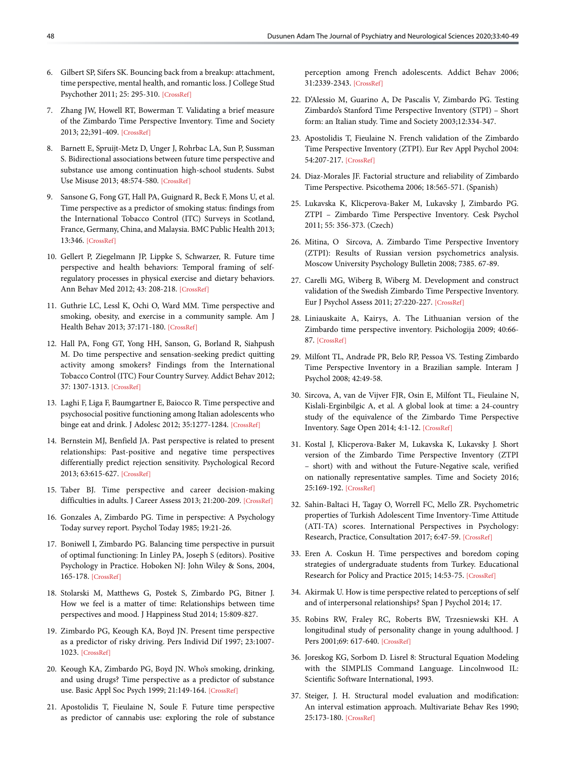6. Gilbert SP, Sifers SK. Bouncing back from a breakup: attachment, time perspective, mental health, and romantic loss. J College Stud Psychother 2011; 25: 295-310. [CrossRef]

7. Zhang JW, Howell RT, Bowerman T. Validating a brief measure of the Zimbardo Time Perspective Inventory. Time and Society 2013; 22;391-409. [CrossRef]

8. Barnett E, Spruijt-Metz D, Unger J, Rohrbac LA, Sun P, Sussman S. Bidirectional associations between future time perspective and substance use among continuation high-school students. Subst Use Misuse 2013; 48:574-580. [CrossRef]

9. Sansone G, Fong GT, Hall PA, Guignard R, Beck F, Mons U, et al. Time perspective as a predictor of smoking status: findings from the International Tobacco Control (ITC) Surveys in Scotland, France, Germany, China, and Malaysia. BMC Public Health 2013; 13:346. [CrossRef]

10. Gellert P, Ziegelmann JP, Lippke S, Schwarzer, R. Future time perspective and health behaviors: Temporal framing of self-regulatory processes in physical exercise and dietary behaviors. Ann Behav Med 2012; 43: 208-218. [CrossRef]

11. Guthrie LC, Lessl K, Ochi O, Ward MM. Time perspective and smoking, obesity, and exercise in a community sample. Am J Health Behav 2013; 37:171-180. [CrossRef]

12. Hall PA, Fong GT, Yong HH, Sanson, G, Borland R, Siahpush M. Do time perspective and sensation-seeking predict quitting activity among smokers? Findings from the International Tobacco Control (ITC) Four Country Survey. Addict Behav 2012; 37: 1307-1313. [CrossRef]

13. Laghi F, Liga F, Baumgartner E, Baiocco R. Time perspective and psychosocial positive functioning among Italian adolescents who binge eat and drink. J Adolesc 2012; 35:1277-1284. [CrossRef]

14. Bernstein MJ, Benfield JA. Past perspective is related to present relationships: Past-positive and negative time perspectives differentially predict rejection sensitivity. Psychological Record 2013; 63:615-627. [CrossRef]

15. Taber BJ. Time perspective and career decision-making difficulties in adults. J Career Assess 2013; 21:200-209. [CrossRef]

16. Gonzales A, Zimbardo PG. Time in perspective: A Psychology Today survey report. Psychol Today 1985; 19:21-26.

17. Boniwell I, Zimbardo PG. Balancing time perspective in pursuit of optimal functioning: In Linley PA, Joseph S (editors). Positive Psychology in Practice. Hoboken NJ: John Wiley & Sons, 2004, 165-178. [CrossRef]

18. Stolarski M, Matthews G, Postek S, Zimbardo PG, Bitner J. How we feel is a matter of time: Relationships between time perspectives and mood. J Happiness Stud 2014; 15:809-827.

19. Zimbardo PG, Keough KA, Boyd JN. Present time perspective as a predictor of risky driving. Pers Individ Dif 1997; 23:1007-1023. [CrossRef]

20. Keough KA, Zimbardo PG, Boyd JN. Who's smoking, drinking, and using drugs? Time perspective as a predictor of substance use. Basic Appl Soc Psych 1999; 21:149-164. [CrossRef]

21. Apostolidis T, Fieulaine N, Soule F. Future time perspective as predictor of cannabis use: exploring the role of substance perception among French adolescents. Addict Behav 2006; 31:2339-2343. [CrossRef]

22. D'Alessio M, Guarino A, De Pascalis V, Zimbardo PG. Testing Zimbardo's Stanford Time Perspective Inventory (STPI) – Short form: an Italian study. Time and Society 2003;12:334-347.

23. Apostolidis T, Fieulaine N. French validation of the Zimbardo Time Perspective Inventory (ZTPI). Eur Rev Appl Psychol 2004: 54:207-217. [CrossRef]

24. Diaz-Morales JF. Factorial structure and reliability of Zimbardo Time Perspective. Psicothema 2006; 18:565-571. (Spanish)

25. Lukavska K, Klicperova-Baker M, Lukavsky J, Zimbardo PG. ZTPI – Zimbardo Time Perspective Inventory. Cesk Psychol 2011; 55: 356-373. (Czech)

26. Mitina, O Sircova, A. Zimbardo Time Perspective Inventory (ZTPI): Results of Russian version psychometrics analysis. Moscow University Psychology Bulletin 2008; 7385. 67-89.

27. Carelli MG, Wiberg B, Wiberg M. Development and construct validation of the Swedish Zimbardo Time Perspective Inventory. Eur J Psychol Assess 2011; 27:220-227. [CrossRef]

28. Liniauskaite A, Kairys, A. The Lithuanian version of the Zimbardo time perspective inventory. Psichologija 2009; 40:66-87. [CrossRef]

29. Milfont TL, Andrade PR, Belo RP, Pessoa VS. Testing Zimbardo Time Perspective Inventory in a Brazilian sample. Interam J Psychol 2008; 42:49-58.

30. Sircova, A, van de Vijver FJR, Osin E, Milfont TL, Fieulaine N, Kislali-Erginbilgic A, et al. A global look at time: a 24-country study of the equivalence of the Zimbardo Time Perspective Inventory. Sage Open 2014; 4:1-12. [CrossRef]

31. Kostal J, Klicperova-Baker M, Lukavska K, Lukavsky J. Short version of the Zimbardo Time Perspective Inventory (ZTPI – short) with and without the Future-Negative scale, verified on nationally representative samples. Time and Society 2016; 25:169-192. [CrossRef]

32. Sahin-Baltaci H, Tagay O, Worrell FC, Mello ZR. Psychometric properties of Turkish Adolescent Time Inventory-Time Attitude (ATI-TA) scores. International Perspectives in Psychology: Research, Practice, Consultation 2017; 6:47-59. [CrossRef]

33. Eren A. Coskun H. Time perspectives and boredom coping strategies of undergraduate students from Turkey. Educational Research for Policy and Practice 2015; 14:53-75. [CrossRef]

34. Akirmak U. How is time perspective related to perceptions of self and of interpersonal relationships? Span J Psychol 2014; 17.

35. Robins RW, Fraley RC, Roberts BW, Trzesniewski KH. A longitudinal study of personality change in young adulthood. J Pers 2001;69: 617-640. [CrossRef]

36. Joreskog KG, Sorbom D. Lisrel 8: Structural Equation Modeling with the SIMPLIS Command Language. Lincolnwood IL: Scientific Software International, 1993.

37. Steiger, J. H. Structural model evaluation and modification: An interval estimation approach. Multivariate Behav Res 1990; 25:173-180. [CrossRef]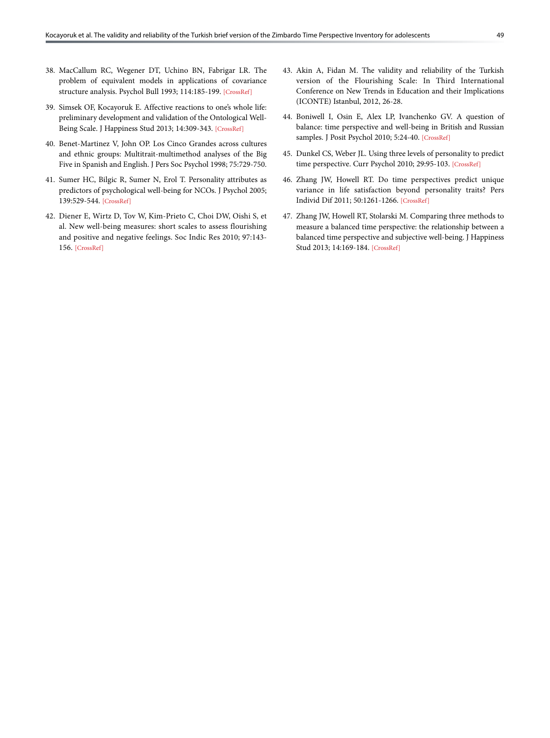38. MacCallum RC, Wegener DT, Uchino BN, Fabrigar LR. The problem of equivalent models in applications of covariance structure analysis. Psychol Bull 1993; 114:185-199. [CrossRef]

39. Simsek OF, Kocayoruk E. Affective reactions to one's whole life: preliminary development and validation of the Ontological Well-Being Scale. J Happiness Stud 2013; 14:309-343. [CrossRef]

40. Benet-Martinez V, John OP. Los Cinco Grandes across cultures and ethnic groups: Multitrait-multimethod analyses of the Big Five in Spanish and English. J Pers Soc Psychol 1998; 75:729-750.

41. Sumer HC, Bilgic R, Sumer N, Erol T. Personality attributes as predictors of psychological well-being for NCOs. J Psychol 2005; 139:529-544. [CrossRef]

42. Diener E, Wirtz D, Tov W, Kim-Prieto C, Choi DW, Oishi S, et al. New well-being measures: short scales to assess flourishing and positive and negative feelings. Soc Indic Res 2010; 97:143-156. [CrossRef]

43. Akin A, Fidan M. The validity and reliability of the Turkish version of the Flourishing Scale: In Third International Conference on New Trends in Education and their Implications (ICONTE) Istanbul, 2012, 26-28.

44. Boniwell I, Osin E, Alex LP, Ivanchenko GV. A question of balance: time perspective and well-being in British and Russian samples. J Posit Psychol 2010; 5:24-40. [CrossRef]

45. Dunkel CS, Weber JL. Using three levels of personality to predict time perspective. Curr Psychol 2010; 29:95-103. [CrossRef]

46. Zhang JW, Howell RT. Do time perspectives predict unique variance in life satisfaction beyond personality traits? Pers Individ Dif 2011; 50:1261-1266. [CrossRef]

47. Zhang JW, Howell RT, Stolarski M. Comparing three methods to measure a balanced time perspective: the relationship between a balanced time perspective and subjective well-being. J Happiness Stud 2013; 14:169-184. [CrossRef]